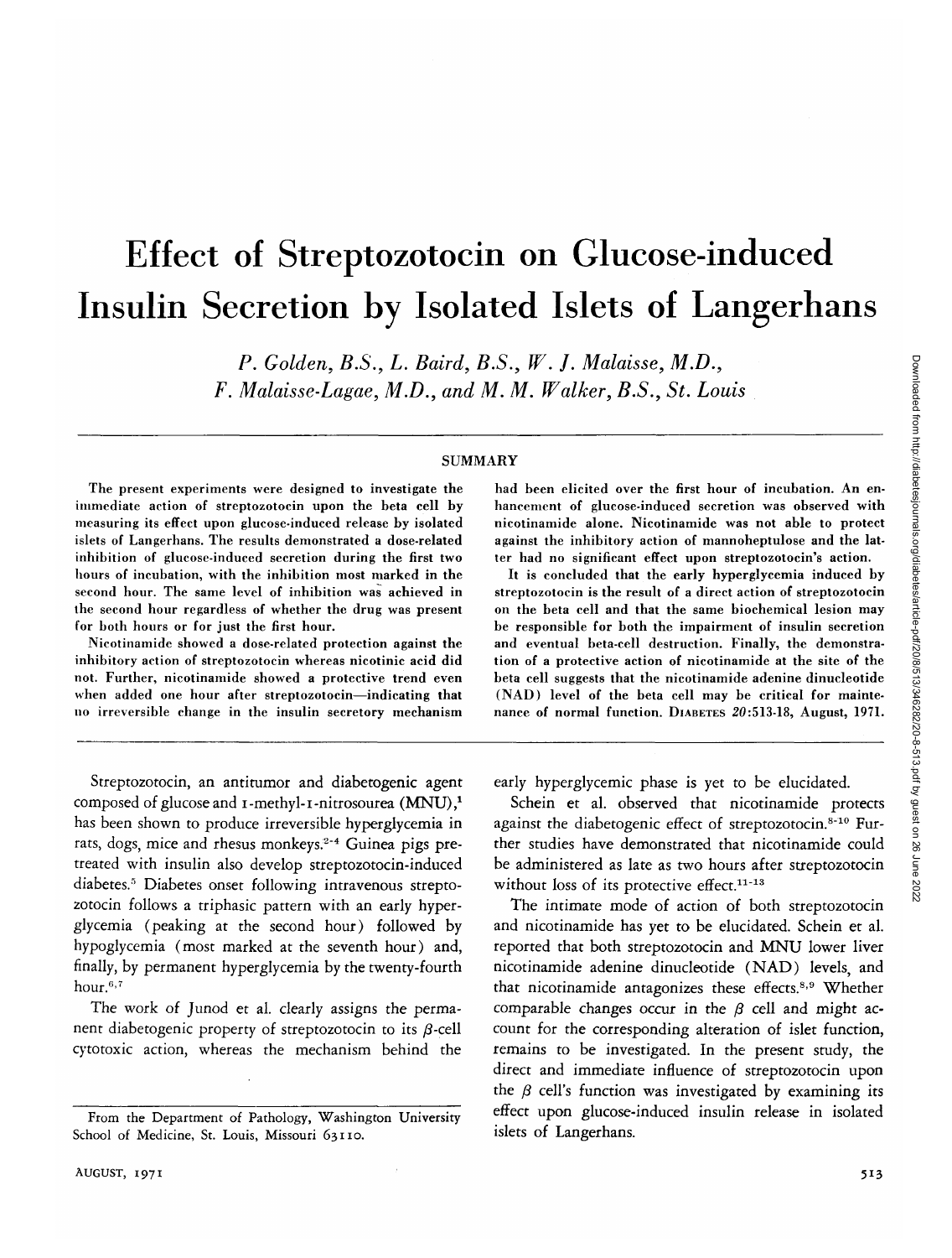# Effect of Streptozotocin on Glucose-induced Insulin Secretion by Isolated Islets of Langerhans

*P. Golden, B.S., L. Baird, B.S., W. J. Malaisse, M.D., F. Malaisse-Lagae, M.D., and M. M. Walker, B.S., St. Louis*

## SUMMARY

The present experiments were designed to investigate the immediate action of streptozotocin upon the beta cell by measuring its effect upon glucose-induced release by isolated islets of Langerhans. The results demonstrated a dose-related inhibition of glucose-induced secretion during the first two hours of incubation, with the inhibition most marked in the second hour. The same level of inhibition was achieved in the second hour regardless of whether the drug was present for both hours or for just the first hour.

Nicotinamide showed a dose-related protection against the inhibitory action of streptozotocin whereas nicotinic acid did not. Further, nicotinamide showed a protective trend even when added one hour after streptozotocin—indicating that no irreversible change in the insulin secretory mechanism had been elicited over the first hour of incubation. An enhancement of glucose-induced secretion was observed with nicotinamide alone. Nicotinamide was not able to protect against the inhibitory action of mannoheptulose and the latter had no significant effect upon streptozotocin's action.

It is concluded that the early hyperglycemia induced by streptozotocin is the result of a direct action of streptozotocin on the beta cell and that the same biochemical lesion may be responsible for both the impairment of insulin secretion and eventual beta-cell destruction. Finally, the demonstration of a protective action of nicotinamide at the site of the beta cell suggests that the nicotinamide adenine dinucleotide (NAD) level of the beta cell may be critical for maintenance of normal function. DIABETES 20:513-18, August, 1971.

---

Streptozotocin, an antitumor and diabetogenic agent composed of glucose and 1-methyl-1-nitrosourea (MNU),[1] has been shown to produce irreversible hyperglycemia in rats, dogs, mice and rhesus monkeys.[2-4] Guinea pigs pretreated with insulin also develop streptozotocin-induced diabetes.[5] Diabetes onset following intravenous streptozotocin follows a triphasic pattern with an early hyperglycemia (peaking at the second hour) followed by hypoglycemia (most marked at the seventh hour) and, finally, by permanent hyperglycemia by the twenty-fourth hour.[6,7]

The work of Junod et al. clearly assigns the permanent diabetogenic property of streptozotocin to its $\beta$-cell cytotoxic action, whereas the mechanism behind the early hyperglycemic phase is yet to be elucidated.

Schein et al. observed that nicotinamide protects against the diabetogenic effect of streptozotocin.[8-10] Further studies have demonstrated that nicotinamide could be administered as late as two hours after streptozotocin without loss of its protective effect.[11-13]

The intimate mode of action of both streptozotocin and nicotinamide has yet to be elucidated. Schein et al. reported that both streptozotocin and MNU lower liver nicotinamide adenine dinucleotide (NAD) levels, and that nicotinamide antagonizes these effects.[8,9] Whether comparable changes occur in the $\beta$ cell and might account for the corresponding alteration of islet function, remains to be investigated. In the present study, the direct and immediate influence of streptozotocin upon the $\beta$ cell's function was investigated by examining its effect upon glucose-induced insulin release in isolated islets of Langerhans.

From the Department of Pathology, Washington University School of Medicine, St. Louis, Missouri 63110.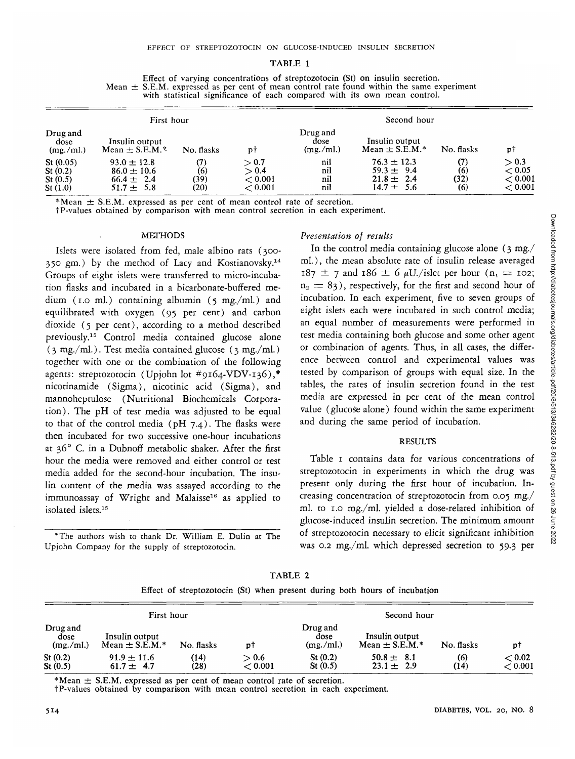## TABLE 1

Effect of varying concentrations of streptozotocin (St) on insulin secretion. Mean ± S.E.M. expressed as per cent of mean control rate found within the same experiment with statistical significance of each compared with its own mean control.

| First hour | | | | Second hour | | | |
|---|---|---|---|---|---|---|---|
| Drug and dose (mg./ml.) | Insulin output Mean ± S.E.M.* | No. flasks | p† | Drug and dose (mg./ml.) | Insulin output Mean ± S.E.M.* | No. flasks | p† |
| St (0.05) | 93.0 ± 12.8 | (7) | > 0.7 | nil | 76.3 ± 12.3 | (7) | > 0.3 |
| St (0.2) | 86.0 ± 10.6 | (6) | > 0.4 | nil | 59.3 ± 9.4 | (6) | < 0.05 |
| St (0.5) | 66.4 ± 2.4 | (39) | < 0.001 | nil | 21.8 ± 2.4 | (32) | < 0.001 |
| St (1.0) | 51.7 ± 5.8 | (20) | < 0.001 | nil | 14.7 ± 5.6 | (6) | < 0.001 |

*Mean ± S.E.M. expressed as per cent of mean control rate of secretion.
†P-values obtained by comparison with mean control secretion in each experiment.

## METHODS

Islets were isolated from fed, male albino rats (300-350 gm.) by the method of Lacy and Kostianovsky.[14] Groups of eight islets were transferred to micro-incubation flasks and incubated in a bicarbonate-buffered medium (1.0 ml.) containing albumin (5 mg./ml.) and equilibrated with oxygen (95 per cent) and carbon dioxide (5 per cent), according to a method described previously.[15] Control media contained glucose alone (3 mg./ml.). Test media contained glucose (3 mg./ml.) together with one or the combination of the following agents: streptozotocin (Upjohn lot #9164-VDV-136),* nicotinamide (Sigma), nicotinic acid (Sigma), and mannoheptulose (Nutritional Biochemicals Corporation). The pH of test media was adjusted to be equal to that of the control media (pH 7.4). The flasks were then incubated for two successive one-hour incubations at 36° C. in a Dubnoff metabolic shaker. After the first hour the media were removed and either control or test media added for the second-hour incubation. The insulin content of the media was assayed according to the immunoassay of Wright and Malaisse[16] as applied to isolated islets.[15]

*The authors wish to thank Dr. William E. Dulin at The Upjohn Company for the supply of streptozotocin.

### *Presentation of results*

In the control media containing glucose alone (3 mg./ml.), the mean absolute rate of insulin release averaged 187 ± 7 and 186 ± 6 μU./islet per hour ($n_1 = 102$; $n_2 = 83$), respectively, for the first and second hour of incubation. In each experiment, five to seven groups of eight islets each were incubated in such control media; an equal number of measurements were performed in test media containing both glucose and some other agent or combination of agents. Thus, in all cases, the difference between control and experimental values was tested by comparison of groups with equal size. In the tables, the rates of insulin secretion found in the test media are expressed in per cent of the mean control value (glucose alone) found within the same experiment and during the same period of incubation.

## RESULTS

Table 1 contains data for various concentrations of streptozotocin in experiments in which the drug was present only during the first hour of incubation. Increasing concentration of streptozotocin from 0.05 mg./ml. to 1.0 mg./ml. yielded a dose-related inhibition of glucose-induced insulin secretion. The minimum amount of streptozotocin necessary to elicit significant inhibition was 0.2 mg./ml. which depressed secretion to 59.3 per

## TABLE 2

Effect of streptozotocin (St) when present during both hours of incubation

| First hour | | | | Second hour | | | |
|---|---|---|---|---|---|---|---|
| Drug and dose (mg./ml.) | Insulin output Mean ± S.E.M.* | No. flasks | p† | Drug and dose (mg./ml.) | Insulin output Mean ± S.E.M.* | No. flasks | p† |
| St (0.2) | 91.9 ± 11.6 | (14) | > 0.6 | St (0.2) | 50.8 ± 8.1 | (6) | < 0.02 |
| St (0.5) | 61.7 ± 4.7 | (28) | < 0.001 | St (0.5) | 23.1 ± 2.9 | (14) | < 0.001 |

*Mean ± S.E.M. expressed as per cent of mean control rate of secretion.
†P-values obtained by comparison with mean control secretion in each experiment.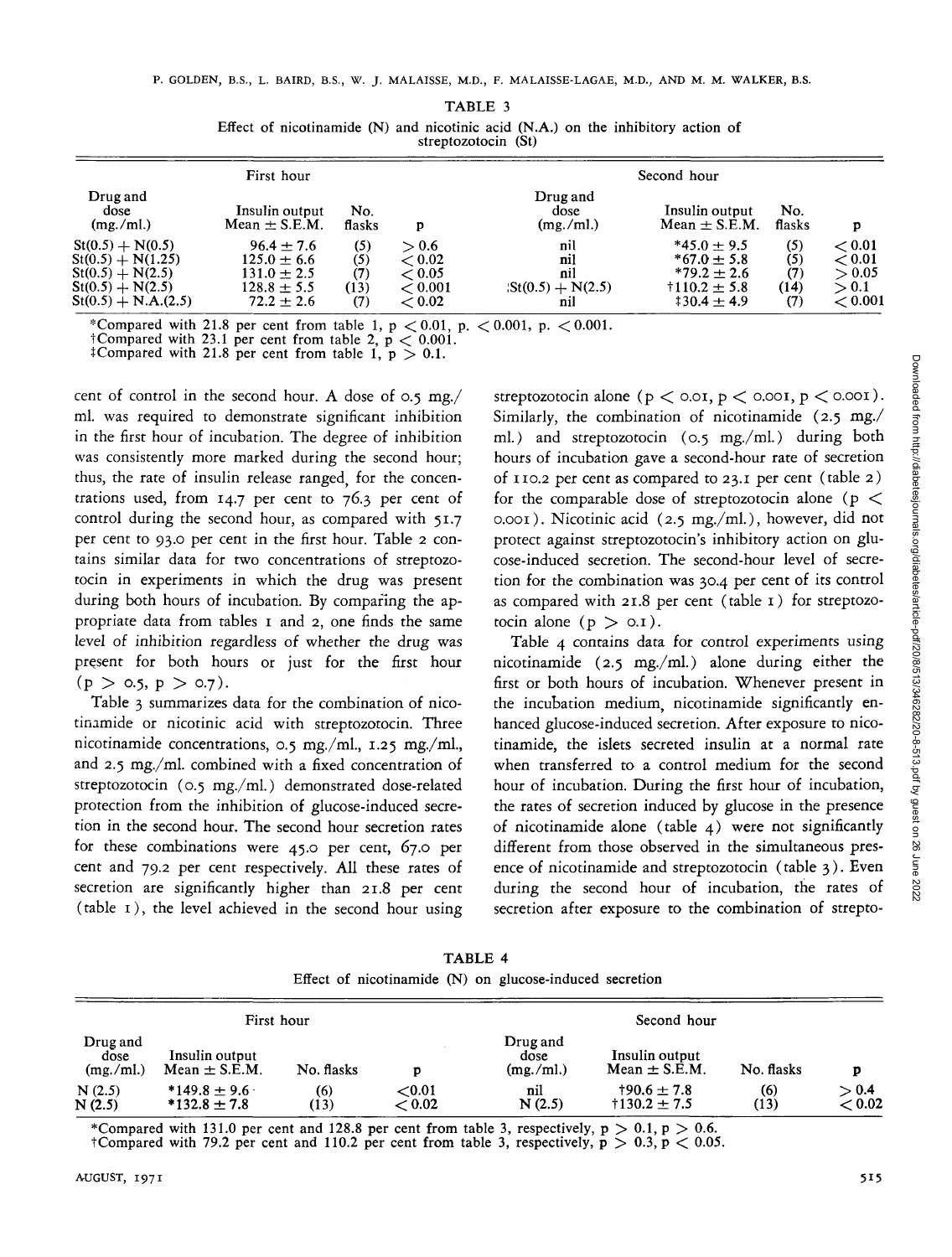TABLE 3

Effect of nicotinamide (N) and nicotinic acid (N.A.) on the inhibitory action of streptozotocin (St)

| First hour | | | | Second hour | | | |
|---|---|---|---|---|---|---|---|
| Drug and dose (mg./ml.) | Insulin output Mean ± S.E.M. | No. flasks | p | Drug and dose (mg./ml.) | Insulin output Mean ± S.E.M. | No. flasks | p |
| St(0.5) + N(0.5) | 96.4 ± 7.6 | (5) | $> 0.6$ | nil | *45.0 ± 9.5 | (5) | $< 0.01$ |
| St(0.5) + N(1.25) | 125.0 ± 6.6 | (5) | $< 0.02$ | nil | *67.0 ± 5.8 | (5) | $< 0.01$ |
| St(0.5) + N(2.5) | 131.0 ± 2.5 | (7) | $< 0.05$ | nil | *79.2 ± 2.6 | (7) | $> 0.05$ |
| St(0.5) + N(2.5) | 128.8 ± 5.5 | (13) | $< 0.001$ | St(0.5) + N(2.5) | †110.2 ± 5.8 | (14) | $> 0.1$ |
| St(0.5) + N.A.(2.5) | 72.2 ± 2.6 | (7) | $< 0.02$ | nil | ‡30.4 ± 4.9 | (7) | $< 0.001$ |

*Compared with 21.8 per cent from table 1, $p < 0.01$, $p < 0.001$, $p < 0.001$.
†Compared with 23.1 per cent from table 2, $p < 0.001$.
‡Compared with 21.8 per cent from table 1, $p > 0.1$.

cent of control in the second hour. A dose of 0.5 mg./ml. was required to demonstrate significant inhibition in the first hour of incubation. The degree of inhibition was consistently more marked during the second hour; thus, the rate of insulin release ranged, for the concentrations used, from 14.7 per cent to 76.3 per cent of control during the second hour, as compared with 51.7 per cent to 93.0 per cent in the first hour. Table 2 contains similar data for two concentrations of streptozotocin in experiments in which the drug was present during both hours of incubation. By comparing the appropriate data from tables 1 and 2, one finds the same level of inhibition regardless of whether the drug was present for both hours or just for the first hour ($p > 0.5$, $p > 0.7$).

Table 3 summarizes data for the combination of nicotinamide or nicotinic acid with streptozotocin. Three nicotinamide concentrations, 0.5 mg./ml., 1.25 mg./ml., and 2.5 mg./ml. combined with a fixed concentration of streptozotocin (0.5 mg./ml.) demonstrated dose-related protection from the inhibition of glucose-induced secretion in the second hour. The second hour secretion rates for these combinations were 45.0 per cent, 67.0 per cent and 79.2 per cent respectively. All these rates of secretion are significantly higher than 21.8 per cent (table 1), the level achieved in the second hour using streptozotocin alone ($p < 0.01$, $p < 0.001$, $p < 0.001$). Similarly, the combination of nicotinamide (2.5 mg./ml.) and streptozotocin (0.5 mg./ml.) during both hours of incubation gave a second-hour rate of secretion of 110.2 per cent as compared to 23.1 per cent (table 2) for the comparable dose of streptozotocin alone ($p < 0.001$). Nicotinic acid (2.5 mg./ml.), however, did not protect against streptozotocin's inhibitory action on glucose-induced secretion. The second-hour level of secretion for the combination was 30.4 per cent of its control as compared with 21.8 per cent (table 1) for streptozotocin alone ($p > 0.1$).

Table 4 contains data for control experiments using nicotinamide (2.5 mg./ml.) alone during either the first or both hours of incubation. Whenever present in the incubation medium, nicotinamide significantly enhanced glucose-induced secretion. After exposure to nicotinamide, the islets secreted insulin at a normal rate when transferred to a control medium for the second hour of incubation. During the first hour of incubation, the rates of secretion induced by glucose in the presence of nicotinamide alone (table 4) were not significantly different from those observed in the simultaneous presence of nicotinamide and streptozotocin (table 3). Even during the second hour of incubation, the rates of secretion after exposure to the combination of strepto-

TABLE 4

Effect of nicotinamide (N) on glucose-induced secretion

| First hour | | | | Second hour | | | |
|---|---|---|---|---|---|---|---|
| Drug and dose (mg./ml.) | Insulin output Mean ± S.E.M. | No. flasks | p | Drug and dose (mg./ml.) | Insulin output Mean ± S.E.M. | No. flasks | p |
| N (2.5) | *149.8 ± 9.6 | (6) | $<0.01$ | nil | †90.6 ± 7.8 | (6) | $> 0.4$ |
| N (2.5) | *132.8 ± 7.8 | (13) | $< 0.02$ | N (2.5) | †130.2 ± 7.5 | (13) | $< 0.02$ |

*Compared with 131.0 per cent and 128.8 per cent from table 3, respectively, $p > 0.1$, $p > 0.6$.
†Compared with 79.2 per cent and 110.2 per cent from table 3, respectively, $p > 0.3$, $p < 0.05$.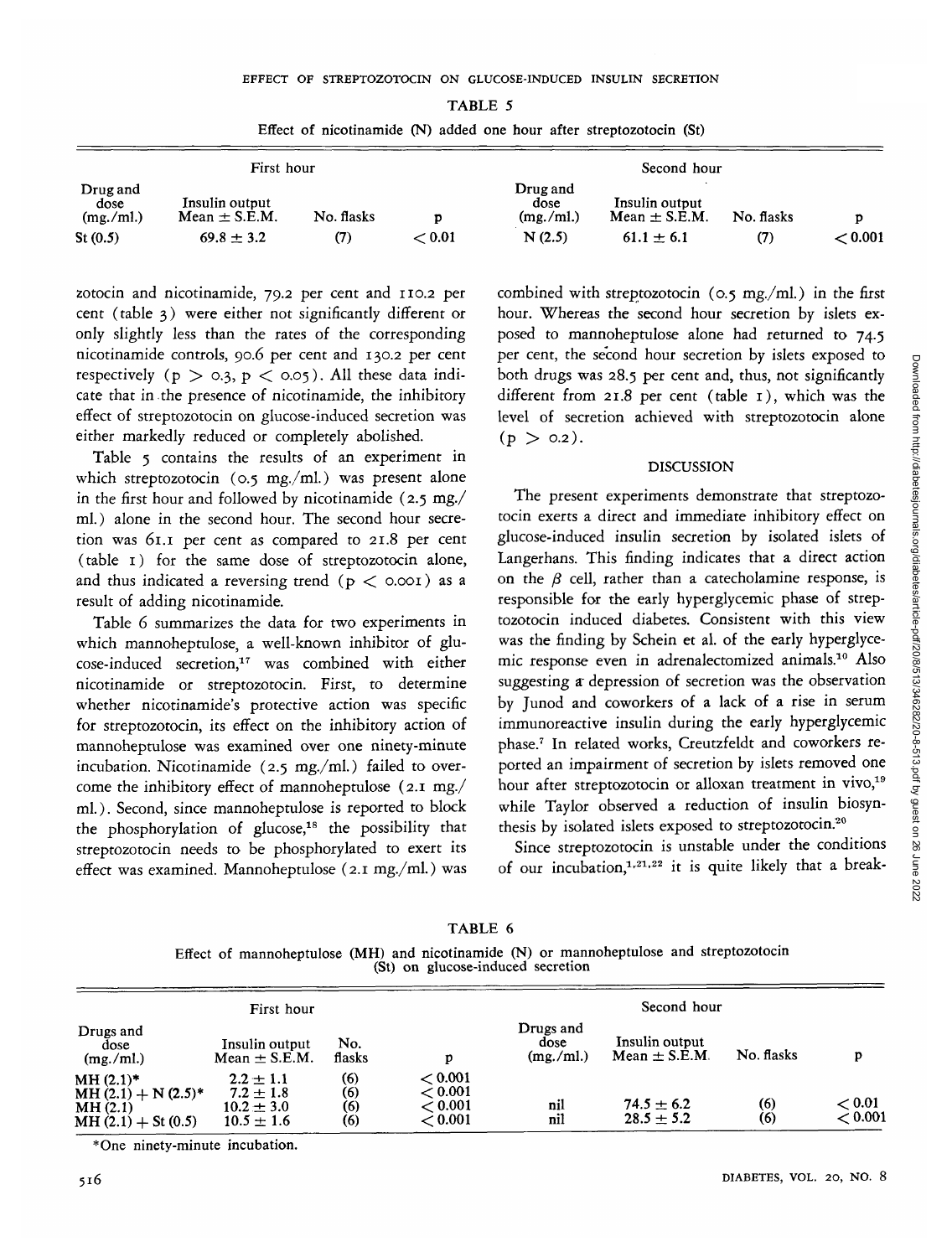TABLE 5

Effect of nicotinamide (N) added one hour after streptozotocin (St)

| First hour | | | | Second hour | | | |
|---|---|---|---|---|---|---|---|
| Drug and dose (mg./ml.) | Insulin output Mean ± S.E.M. | No. flasks | p | Drug and dose (mg./ml.) | Insulin output Mean ± S.E.M. | No. flasks | p |
| St (0.5) | 69.8 ± 3.2 | (7) | $< 0.01$ | N (2.5) | 61.1 ± 6.1 | (7) | $< 0.001$ |

zotocin and nicotinamide, 79.2 per cent and 110.2 per cent (table 3) were either not significantly different or only slightly less than the rates of the corresponding nicotinamide controls, 90.6 per cent and 130.2 per cent respectively ($p > 0.3$, $p < 0.05$). All these data indicate that in the presence of nicotinamide, the inhibitory effect of streptozotocin on glucose-induced secretion was either markedly reduced or completely abolished.

Table 5 contains the results of an experiment in which streptozotocin (0.5 mg./ml.) was present alone in the first hour and followed by nicotinamide (2.5 mg./ml.) alone in the second hour. The second hour secretion was 61.1 per cent as compared to 21.8 per cent (table 1) for the same dose of streptozotocin alone, and thus indicated a reversing trend ($p < 0.001$) as a result of adding nicotinamide.

Table 6 summarizes the data for two experiments in which mannoheptulose, a well-known inhibitor of glucose-induced secretion,[17] was combined with either nicotinamide or streptozotocin. First, to determine whether nicotinamide's protective action was specific for streptozotocin, its effect on the inhibitory action of mannoheptulose was examined over one ninety-minute incubation. Nicotinamide (2.5 mg./ml.) failed to overcome the inhibitory effect of mannoheptulose (2.1 mg./ml.). Second, since mannoheptulose is reported to block the phosphorylation of glucose,[18] the possibility that streptozotocin needs to be phosphorylated to exert its effect was examined. Mannoheptulose (2.1 mg./ml.) was combined with streptozotocin (0.5 mg./ml.) in the first hour. Whereas the second hour secretion by islets exposed to mannoheptulose alone had returned to 74.5 per cent, the second hour secretion by islets exposed to both drugs was 28.5 per cent and, thus, not significantly different from 21.8 per cent (table 1), which was the level of secretion achieved with streptozotocin alone ($p > 0.2$).

## DISCUSSION

The present experiments demonstrate that streptozotocin exerts a direct and immediate inhibitory effect on glucose-induced insulin secretion by isolated islets of Langerhans. This finding indicates that a direct action on the $\beta$ cell, rather than a catecholamine response, is responsible for the early hyperglycemic phase of streptozotocin induced diabetes. Consistent with this view was the finding by Schein et al. of the early hyperglycemic response even in adrenalectomized animals.[10] Also suggesting a depression of secretion was the observation by Junod and coworkers of a lack of a rise in serum immunoreactive insulin during the early hyperglycemic phase.[7] In related works, Creutzfeldt and coworkers reported an impairment of secretion by islets removed one hour after streptozotocin or alloxan treatment in vivo,[19] while Taylor observed a reduction of insulin biosynthesis by isolated islets exposed to streptozotocin.[20]

Since streptozotocin is unstable under the conditions of our incubation,[1,21,22] it is quite likely that a break-

TABLE 6

Effect of mannoheptulose (MH) and nicotinamide (N) or mannoheptulose and streptozotocin (St) on glucose-induced secretion

| First hour | | | | Second hour | | | |
|---|---|---|---|---|---|---|---|
| Drugs and dose (mg./ml.) | Insulin output Mean ± S.E.M. | No. flasks | p | Drugs and dose (mg./ml.) | Insulin output Mean ± S.E.M. | No. flasks | p |
| MH (2.1)* | 2.2 ± 1.1 | (6) | $< 0.001$ | | | | |
| MH (2.1) + N (2.5)* | 7.2 ± 1.8 | (6) | $< 0.001$ | | | | |
| MH (2.1) | 10.2 ± 3.0 | (6) | $< 0.001$ | nil | 74.5 ± 6.2 | (6) | $< 0.01$ |
| MH (2.1) + St (0.5) | 10.5 ± 1.6 | (6) | $< 0.001$ | nil | 28.5 ± 5.2 | (6) | $< 0.001$ |

*One ninety-minute incubation.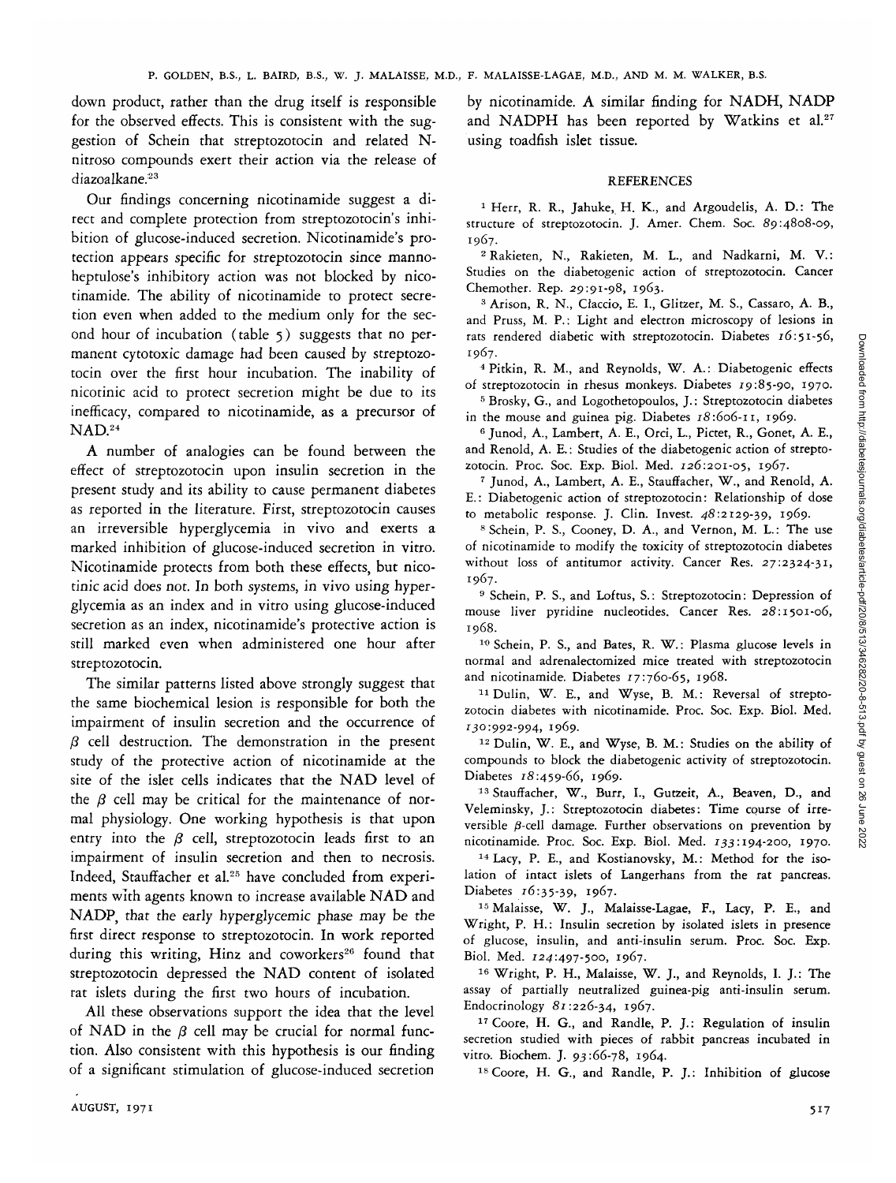down product, rather than the drug itself is responsible for the observed effects. This is consistent with the suggestion of Schein that streptozotocin and related N-nitroso compounds exert their action via the release of diazoalkane.[23]

Our findings concerning nicotinamide suggest a direct and complete protection from streptozotocin's inhibition of glucose-induced secretion. Nicotinamide's protection appears specific for streptozotocin since mannoheptulose's inhibitory action was not blocked by nicotinamide. The ability of nicotinamide to protect secretion even when added to the medium only for the second hour of incubation (table 5) suggests that no permanent cytotoxic damage had been caused by streptozotocin over the first hour incubation. The inability of nicotinic acid to protect secretion might be due to its inefficacy, compared to nicotinamide, as a precursor of NAD.[24]

A number of analogies can be found between the effect of streptozotocin upon insulin secretion in the present study and its ability to cause permanent diabetes as reported in the literature. First, streptozotocin causes an irreversible hyperglycemia in vivo and exerts a marked inhibition of glucose-induced secretion in vitro. Nicotinamide protects from both these effects, but nicotinic acid does not. In both systems, in vivo using hyperglycemia as an index and in vitro using glucose-induced secretion as an index, nicotinamide's protective action is still marked even when administered one hour after streptozotocin.

The similar patterns listed above strongly suggest that the same biochemical lesion is responsible for both the impairment of insulin secretion and the occurrence of $\beta$ cell destruction. The demonstration in the present study of the protective action of nicotinamide at the site of the islet cells indicates that the NAD level of the $\beta$ cell may be critical for the maintenance of normal physiology. One working hypothesis is that upon entry into the $\beta$ cell, streptozotocin leads first to an impairment of insulin secretion and then to necrosis. Indeed, Stauffacher et al.[25] have concluded from experiments with agents known to increase available NAD and NADP, that the early hyperglycemic phase may be the first direct response to streptozotocin. In work reported during this writing, Hinz and coworkers[26] found that streptozotocin depressed the NAD content of isolated rat islets during the first two hours of incubation.

All these observations support the idea that the level of NAD in the $\beta$ cell may be crucial for normal function. Also consistent with this hypothesis is our finding of a significant stimulation of glucose-induced secretion by nicotinamide. A similar finding for NADH, NADP and NADPH has been reported by Watkins et al.[27] using toadfish islet tissue.

## REFERENCES

1 Herr, R. R., Jahuke, H. K., and Argoudelis, A. D.: The structure of streptozotocin. J. Amer. Chem. Soc. *89*:4808-09, 1967.

2 Rakieten, N., Rakieten, M. L., and Nadkarni, M. V.: Studies on the diabetogenic action of streptozotocin. Cancer Chemother. Rep. *29*:91-98, 1963.

3 Arison, R. N., Claccio, E. I., Glitzer, M. S., Cassaro, A. B., and Pruss, M. P.: Light and electron microscopy of lesions in rats rendered diabetic with streptozotocin. Diabetes *16*:51-56, 1967.

4 Pitkin, R. M., and Reynolds, W. A.: Diabetogenic effects of streptozotocin in rhesus monkeys. Diabetes *19*:85-90, 1970.

5 Brosky, G., and Logothetopoulos, J.: Streptozotocin diabetes in the mouse and guinea pig. Diabetes *18*:606-11, 1969.

6 Junod, A., Lambert, A. E., Orci, L., Pictet, R., Gonet, A. E., and Renold, A. E.: Studies of the diabetogenic action of streptozotocin. Proc. Soc. Exp. Biol. Med. *126*:201-05, 1967.

7 Junod, A., Lambert, A. E., Stauffacher, W., and Renold, A. E.: Diabetogenic action of streptozotocin: Relationship of dose to metabolic response. J. Clin. Invest. *48*:2129-39, 1969.

8 Schein, P. S., Cooney, D. A., and Vernon, M. L.: The use of nicotinamide to modify the toxicity of streptozotocin diabetes without loss of antitumor activity. Cancer Res. *27*:2324-31, 1967.

9 Schein, P. S., and Loftus, S.: Streptozotocin: Depression of mouse liver pyridine nucleotides. Cancer Res. *28*:1501-06, 1968.

10 Schein, P. S., and Bates, R. W.: Plasma glucose levels in normal and adrenalectomized mice treated with streptozotocin and nicotinamide. Diabetes *17*:760-65, 1968.

11 Dulin, W. E., and Wyse, B. M.: Reversal of streptozotocin diabetes with nicotinamide. Proc. Soc. Exp. Biol. Med. *130*:992-994, 1969.

12 Dulin, W. E., and Wyse, B. M.: Studies on the ability of compounds to block the diabetogenic activity of streptozotocin. Diabetes *18*:459-66, 1969.

13 Stauffacher, W., Burr, I., Gutzeit, A., Beaven, D., and Veleminsky, J.: Streptozotocin diabetes: Time course of irreversible $\beta$-cell damage. Further observations on prevention by nicotinamide. Proc. Soc. Exp. Biol. Med. *133*:194-200, 1970.

14 Lacy, P. E., and Kostianovsky, M.: Method for the isolation of intact islets of Langerhans from the rat pancreas. Diabetes *16*:35-39, 1967.

15 Malaisse, W. J., Malaisse-Lagae, F., Lacy, P. E., and Wright, P. H.: Insulin secretion by isolated islets in presence of glucose, insulin, and anti-insulin serum. Proc. Soc. Exp. Biol. Med. *124*:497-500, 1967.

16 Wright, P. H., Malaisse, W. J., and Reynolds, I. J.: The assay of partially neutralized guinea-pig anti-insulin serum. Endocrinology *81*:226-34, 1967.

17 Coore, H. G., and Randle, P. J.: Regulation of insulin secretion studied with pieces of rabbit pancreas incubated in vitro. Biochem. J. *93*:66-78, 1964.

18 Coore, H. G., and Randle, P. J.: Inhibition of glucose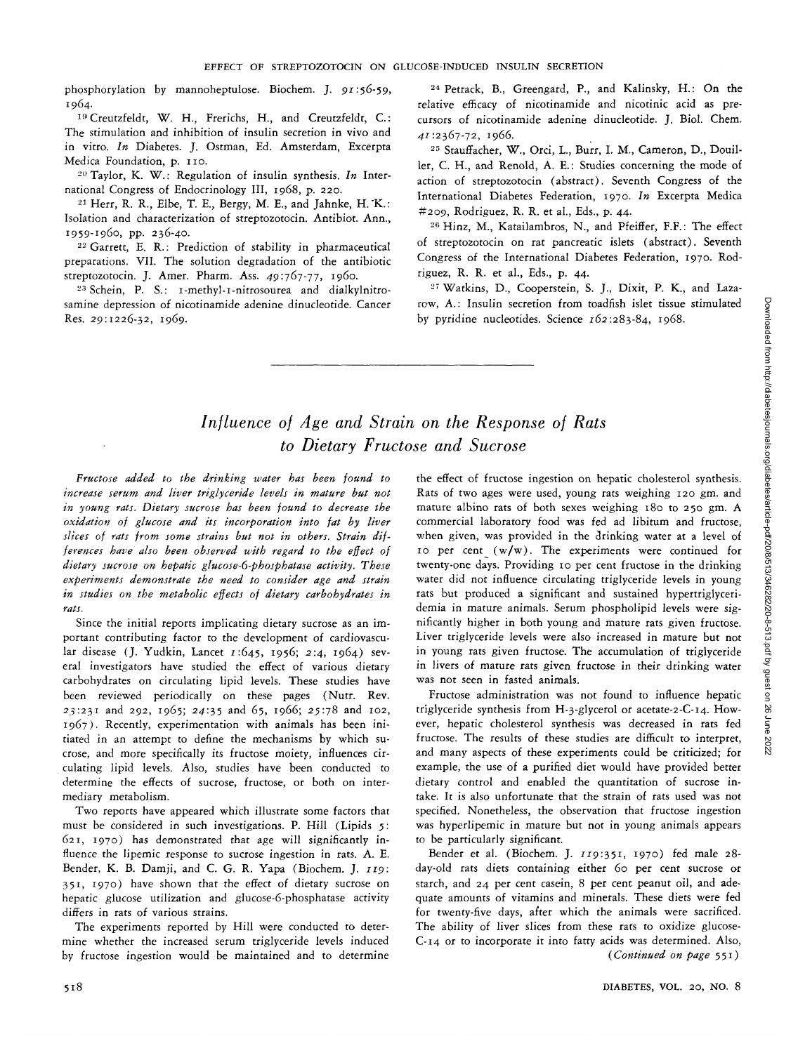phosphorylation by mannoheptulose. Biochem. J. *91*:56-59, 1964.

[19] Creutzfeldt, W. H., Frerichs, H., and Creutzfeldt, C.: The stimulation and inhibition of insulin secretion in vivo and in vitro. *In* Diabetes. J. Ostman, Ed. Amsterdam, Excerpta Medica Foundation, p. 110.

[20] Taylor, K. W.: Regulation of insulin synthesis. *In* International Congress of Endocrinology III, 1968, p. 220.

[21] Herr, R. R., Elbe, T. E., Bergy, M. E., and Jahnke, H. K.: Isolation and characterization of streptozotocin. Antibiot. Ann., 1959-1960, pp. 236-40.

[22] Garrett, E. R.: Prediction of stability in pharmaceutical preparations. VII. The solution degradation of the antibiotic streptozotocin. J. Amer. Pharm. Ass. *49*:767-77, 1960.

[23] Schein, P. S.: 1-methyl-1-nitrosourea and dialkylnitrosamine depression of nicotinamide adenine dinucleotide. Cancer Res. *29*:1226-32, 1969.

[24] Petrack, B., Greengard, P., and Kalinsky, H.: On the relative efficacy of nicotinamide and nicotinic acid as precursors of nicotinamide adenine dinucleotide. J. Biol. Chem. *41*:2367-72, 1966.

[25] Stauffacher, W., Orci, L., Burr, I. M., Cameron, D., Douiller, C. H., and Renold, A. E.: Studies concerning the mode of action of streptozotocin (abstract). Seventh Congress of the International Diabetes Federation, 1970. *In* Excerpta Medica #209, Rodriguez, R. R. et al., Eds., p. 44.

[26] Hinz, M., Katailambros, N., and Pfeiffer, F.F.: The effect of streptozotocin on rat pancreatic islets (abstract). Seventh Congress of the International Diabetes Federation, 1970. Rodriguez, R. R. et al., Eds., p. 44.

[27] Watkins, D., Cooperstein, S. J., Dixit, P. K., and Lazarow, A.: Insulin secretion from toadfish islet tissue stimulated by pyridine nucleotides. Science *162*:283-84, 1968.

# *Influence of Age and Strain on the Response of Rats to Dietary Fructose and Sucrose*

*Fructose added to the drinking water has been found to increase serum and liver triglyceride levels in mature but not in young rats. Dietary sucrose has been found to decrease the oxidation of glucose and its incorporation into fat by liver slices of rats from some strains but not in others. Strain differences have also been observed with regard to the effect of dietary sucrose on hepatic glucose-6-phosphatase activity. These experiments demonstrate the need to consider age and strain in studies on the metabolic effects of dietary carbohydrates in rats.*

Since the initial reports implicating dietary sucrose as an important contributing factor to the development of cardiovascular disease (J. Yudkin, Lancet *1*:645, 1956; *2*:4, 1964) several investigators have studied the effect of various dietary carbohydrates on circulating lipid levels. These studies have been reviewed periodically on these pages (Nutr. Rev. *23*:231 and 292, 1965; *24*:35 and 65, 1966; *25*:78 and 102, 1967). Recently, experimentation with animals has been initiated in an attempt to define the mechanisms by which sucrose, and more specifically its fructose moiety, influences circulating lipid levels. Also, studies have been conducted to determine the effects of sucrose, fructose, or both on intermediary metabolism.

Two reports have appeared which illustrate some factors that must be considered in such investigations. P. Hill (Lipids *5*: 621, 1970) has demonstrated that age will significantly influence the lipemic response to sucrose ingestion in rats. A. E. Bender, K. B. Damji, and C. G. R. Yapa (Biochem. J. *119*: 351, 1970) have shown that the effect of dietary sucrose on hepatic glucose utilization and glucose-6-phosphatase activity differs in rats of various strains.

The experiments reported by Hill were conducted to determine whether the increased serum triglyceride levels induced by fructose ingestion would be maintained and to determine the effect of fructose ingestion on hepatic cholesterol synthesis. Rats of two ages were used, young rats weighing 120 gm. and mature albino rats of both sexes weighing 180 to 250 gm. A commercial laboratory food was fed ad libitum and fructose, when given, was provided in the drinking water at a level of 10 per cent (w/w). The experiments were continued for twenty-one days. Providing 10 per cent fructose in the drinking water did not influence circulating triglyceride levels in young rats but produced a significant and sustained hypertriglyceridemia in mature animals. Serum phospholipid levels were significantly higher in both young and mature rats given fructose. Liver triglyceride levels were also increased in mature but not in young rats given fructose. The accumulation of triglyceride in livers of mature rats given fructose in their drinking water was not seen in fasted animals.

Fructose administration was not found to influence hepatic triglyceride synthesis from H-3-glycerol or acetate-2-C-14. However, hepatic cholesterol synthesis was decreased in rats fed fructose. The results of these studies are difficult to interpret, and many aspects of these experiments could be criticized; for example, the use of a purified diet would have provided better dietary control and enabled the quantitation of sucrose intake. It is also unfortunate that the strain of rats used was not specified. Nonetheless, the observation that fructose ingestion was hyperlipemic in mature but not in young animals appears to be particularly significant.

Bender et al. (Biochem. J. *119*:351, 1970) fed male 28-day-old rats diets containing either 60 per cent sucrose or starch, and 24 per cent casein, 8 per cent peanut oil, and adequate amounts of vitamins and minerals. These diets were fed for twenty-five days, after which the animals were sacrificed. The ability of liver slices from these rats to oxidize glucose-C-14 or to incorporate it into fatty acids was determined. Also,

*(Continued on page 551)*